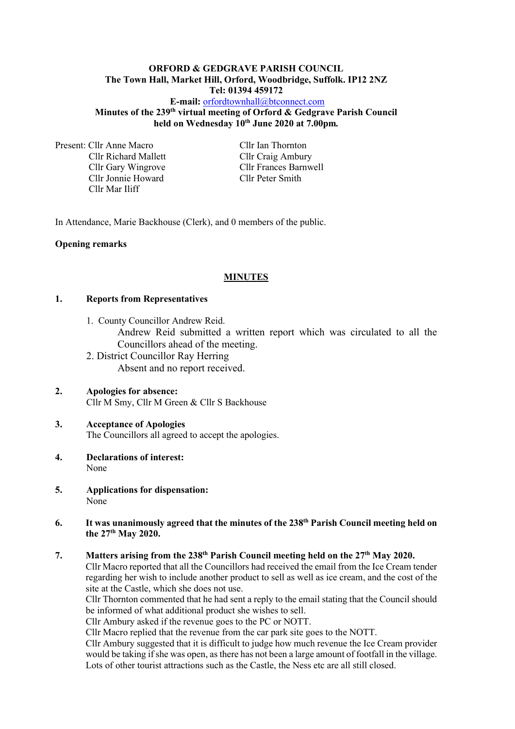**ORFORD & GEDGRAVE PARISH COUNCIL**
**The Town Hall, Market Hill, Orford, Woodbridge, Suffolk. IP12 2NZ**
**Tel: 01394 459172**
**E-mail:** orfordtownhall@btconnect.com
**Minutes of the 239th virtual meeting of Orford & Gedgrave Parish Council held on Wednesday 10th June 2020 at 7.00pm.**

Present: Cllr Anne Macro
Cllr Richard Mallett
Cllr Gary Wingrove
Cllr Jonnie Howard
Cllr Mar Iliff
Cllr Ian Thornton
Cllr Craig Ambury
Cllr Frances Barnwell
Cllr Peter Smith

In Attendance, Marie Backhouse (Clerk), and 0 members of the public.

**Opening remarks**

## MINUTES

**1. Reports from Representatives**

1. County Councillor Andrew Reid.
   Andrew Reid submitted a written report which was circulated to all the Councillors ahead of the meeting.
2. District Councillor Ray Herring
   Absent and no report received.

**2. Apologies for absence:**
Cllr M Smy, Cllr M Green & Cllr S Backhouse

**3. Acceptance of Apologies**
The Councillors all agreed to accept the apologies.

**4. Declarations of interest:**
None

**5. Applications for dispensation:**
None

**6. It was unanimously agreed that the minutes of the 238th Parish Council meeting held on the 27th May 2020.**

**7. Matters arising from the 238th Parish Council meeting held on the 27th May 2020.**
Cllr Macro reported that all the Councillors had received the email from the Ice Cream tender regarding her wish to include another product to sell as well as ice cream, and the cost of the site at the Castle, which she does not use.
Cllr Thornton commented that he had sent a reply to the email stating that the Council should be informed of what additional product she wishes to sell.
Cllr Ambury asked if the revenue goes to the PC or NOTT.
Cllr Macro replied that the revenue from the car park site goes to the NOTT.
Cllr Ambury suggested that it is difficult to judge how much revenue the Ice Cream provider would be taking if she was open, as there has not been a large amount of footfall in the village. Lots of other tourist attractions such as the Castle, the Ness etc are all still closed.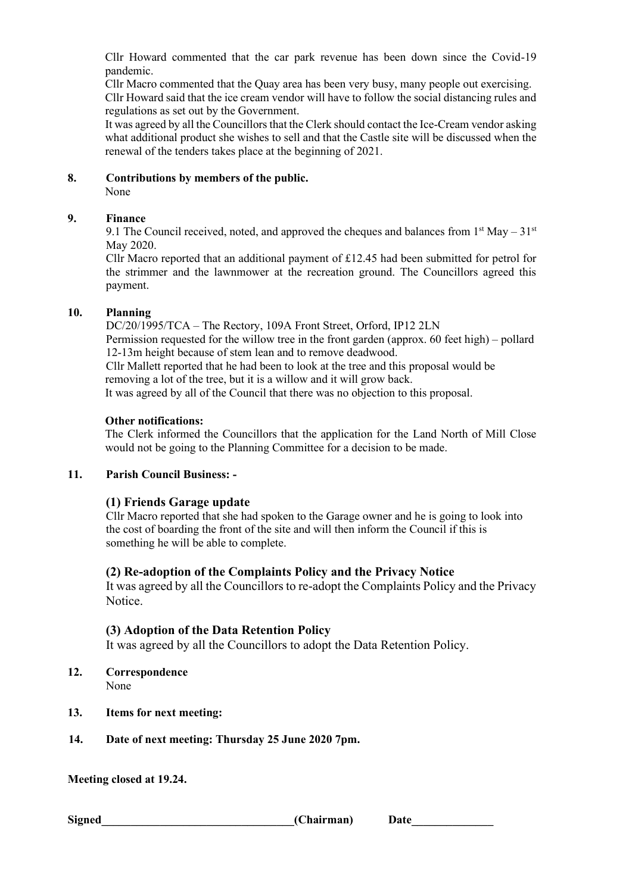Cllr Howard commented that the car park revenue has been down since the Covid-19 pandemic.

Cllr Macro commented that the Quay area has been very busy, many people out exercising.

Cllr Howard said that the ice cream vendor will have to follow the social distancing rules and regulations as set out by the Government.

It was agreed by all the Councillors that the Clerk should contact the Ice-Cream vendor asking what additional product she wishes to sell and that the Castle site will be discussed when the renewal of the tenders takes place at the beginning of 2021.

**8. Contributions by members of the public.**

None

**9. Finance**

9.1 The Council received, noted, and approved the cheques and balances from 1st May – 31st May 2020.

Cllr Macro reported that an additional payment of £12.45 had been submitted for petrol for the strimmer and the lawnmower at the recreation ground. The Councillors agreed this payment.

**10. Planning**

DC/20/1995/TCA – The Rectory, 109A Front Street, Orford, IP12 2LN

Permission requested for the willow tree in the front garden (approx. 60 feet high) – pollard 12-13m height because of stem lean and to remove deadwood.

Cllr Mallett reported that he had been to look at the tree and this proposal would be removing a lot of the tree, but it is a willow and it will grow back.

It was agreed by all of the Council that there was no objection to this proposal.

**Other notifications:**

The Clerk informed the Councillors that the application for the Land North of Mill Close would not be going to the Planning Committee for a decision to be made.

**11. Parish Council Business: -**

### (1) Friends Garage update

Cllr Macro reported that she had spoken to the Garage owner and he is going to look into the cost of boarding the front of the site and will then inform the Council if this is something he will be able to complete.

### (2) Re-adoption of the Complaints Policy and the Privacy Notice

It was agreed by all the Councillors to re-adopt the Complaints Policy and the Privacy Notice.

### (3) Adoption of the Data Retention Policy

It was agreed by all the Councillors to adopt the Data Retention Policy.

**12. Correspondence**

None

**13. Items for next meeting:**

**14. Date of next meeting: Thursday 25 June 2020 7pm.**

**Meeting closed at 19.24.**

**Signed**________________________________**(Chairman)** **Date**______________